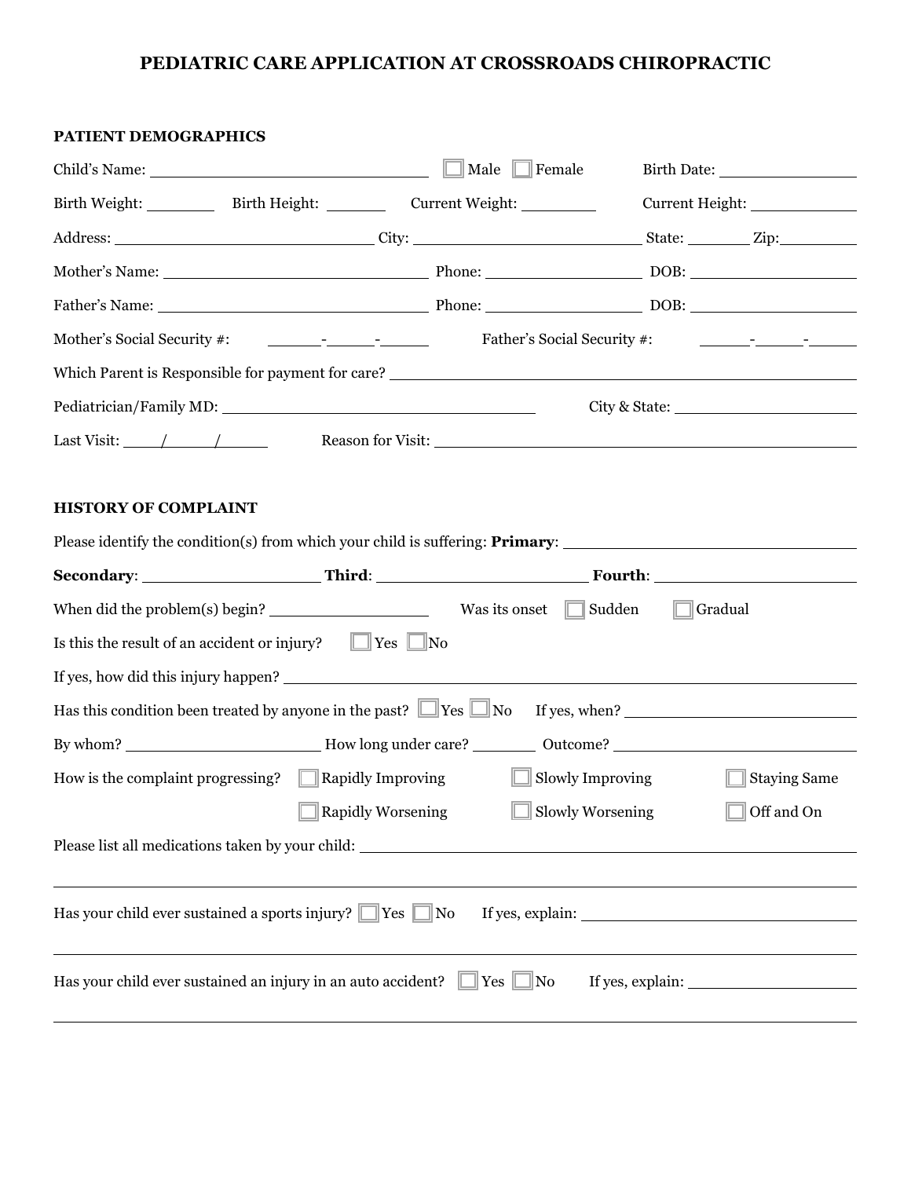# PEDIATRIC CARE APPLICATION AT CROSSROADS CHIROPRACTIC

## PATIENT DEMOGRAPHICS

Child's Name: ______________________ ☐ Male ☐ Female Birth Date: ______________

Birth Weight: ________ Birth Height: ________ Current Weight: ________ Current Height: ________

Address: ______________________ City: ______________________ State: ________ Zip: ________

Mother's Name: ______________________ Phone: ______________ DOB: ______________

Father's Name: ______________________ Phone: ______________ DOB: ______________

Mother's Social Security #: _____-_____-_____ Father's Social Security #: _____-_____-_____

Which Parent is Responsible for payment for care? ______________________________

Pediatrician/Family MD: ______________________ City & State: ______________________

Last Visit: ____/____/____ Reason for Visit: ______________________________

## HISTORY OF COMPLAINT

Please identify the condition(s) from which your child is suffering: **Primary**: ______________________

**Secondary**: ______________ **Third**: ______________ **Fourth**: ______________

When did the problem(s) begin? ______________ Was its onset ☐ Sudden ☐ Gradual

Is this the result of an accident or injury? ☐ Yes ☐ No

If yes, how did this injury happen? ______________________________

Has this condition been treated by anyone in the past? ☐ Yes ☐ No If yes, when? ______________

By whom? ______________ How long under care? ________ Outcome? ______________

How is the complaint progressing? ☐ Rapidly Improving ☐ Slowly Improving ☐ Staying Same ☐ Rapidly Worsening ☐ Slowly Worsening ☐ Off and On

Please list all medications taken by your child: ______________________________

______________________________________________________________

Has your child ever sustained a sports injury? ☐ Yes ☐ No If yes, explain: ______________________

______________________________________________________________

Has your child ever sustained an injury in an auto accident? ☐ Yes ☐ No If yes, explain: ______________

______________________________________________________________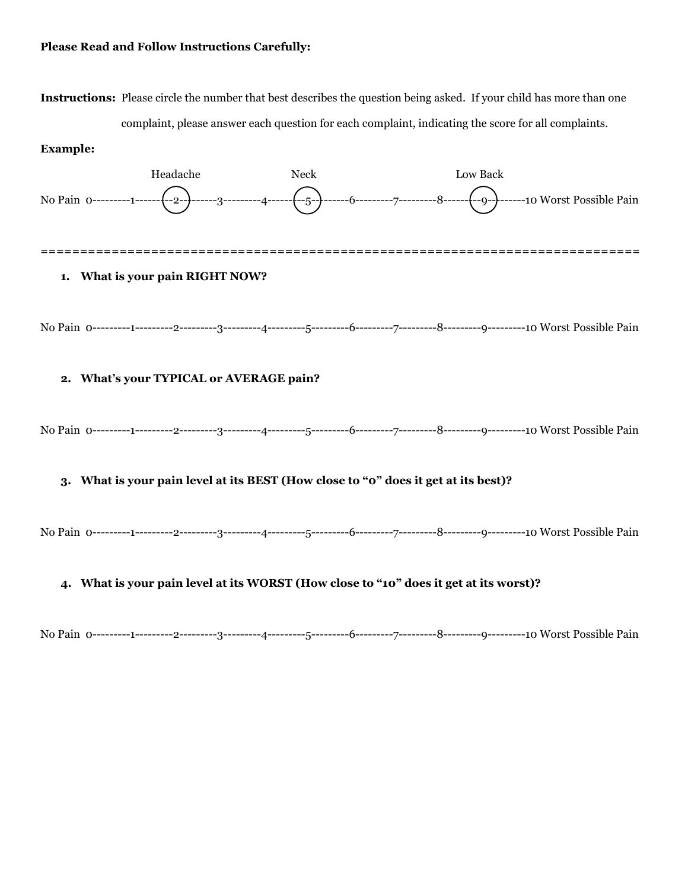**Please Read and Follow Instructions Carefully:**

**Instructions:** Please circle the number that best describes the question being asked. If your child has more than one complaint, please answer each question for each complaint, indicating the score for all complaints.

**Example:**

Headache (2) — Neck (5) — Low Back (9)

No Pain 0---------1---------(2)---------3---------4---------(5)---------6---------7---------8---------(9)---------10 Worst Possible Pain

===========================================================================

1. **What is your pain RIGHT NOW?**

No Pain 0---------1---------2---------3---------4---------5---------6---------7---------8---------9---------10 Worst Possible Pain

2. **What's your TYPICAL or AVERAGE pain?**

No Pain 0---------1---------2---------3---------4---------5---------6---------7---------8---------9---------10 Worst Possible Pain

3. **What is your pain level at its BEST (How close to "0" does it get at its best)?**

No Pain 0---------1---------2---------3---------4---------5---------6---------7---------8---------9---------10 Worst Possible Pain

4. **What is your pain level at its WORST (How close to "10" does it get at its worst)?**

No Pain 0---------1---------2---------3---------4---------5---------6---------7---------8---------9---------10 Worst Possible Pain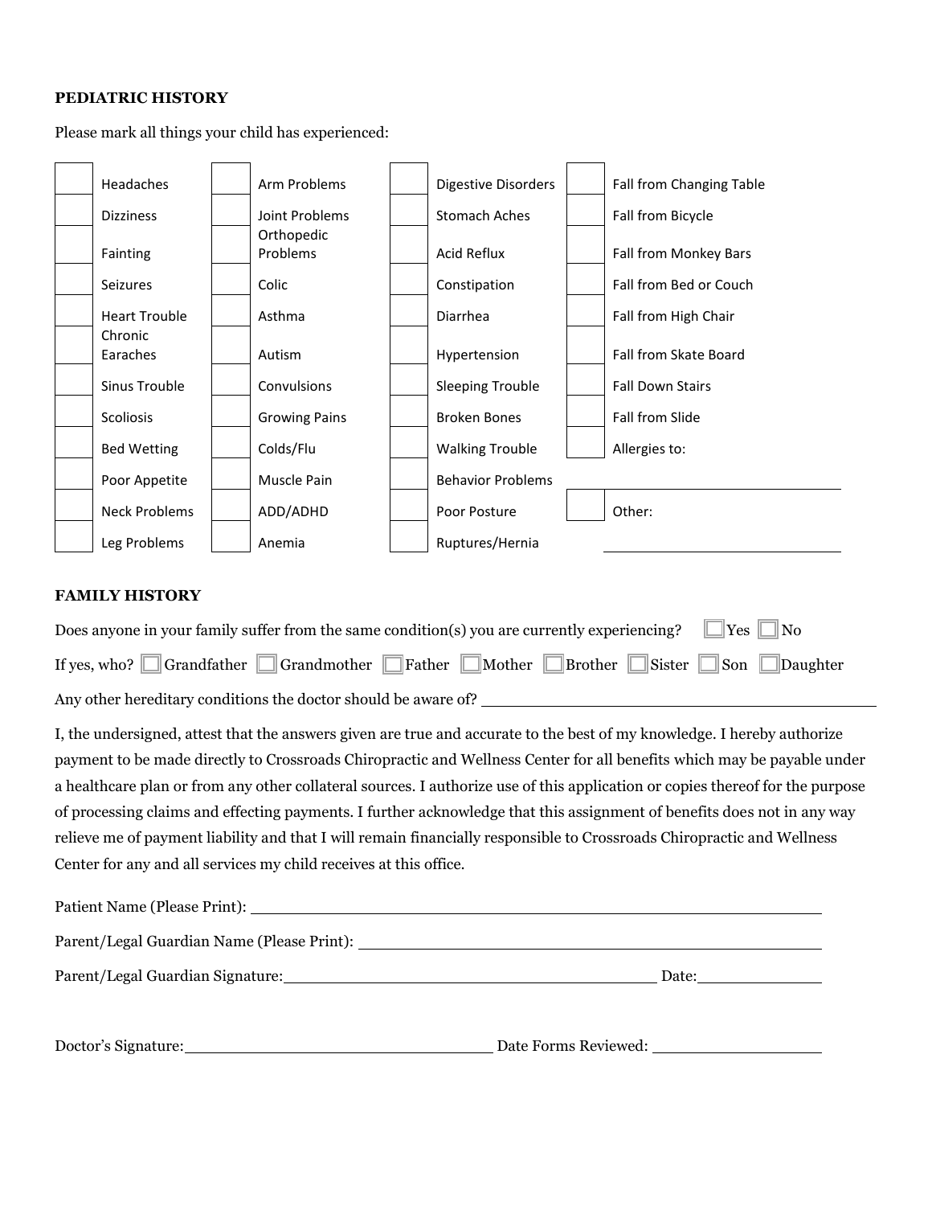**PEDIATRIC HISTORY**

Please mark all things your child has experienced:

| | | | | | | | |
|---|---|---|---|---|---|---|---|
| ☐ | Headaches | ☐ | Arm Problems | ☐ | Digestive Disorders | ☐ | Fall from Changing Table |
| ☐ | Dizziness | ☐ | Joint Problems | ☐ | Stomach Aches | ☐ | Fall from Bicycle |
| ☐ | Fainting | ☐ | Orthopedic Problems | ☐ | Acid Reflux | ☐ | Fall from Monkey Bars |
| ☐ | Seizures | ☐ | Colic | ☐ | Constipation | ☐ | Fall from Bed or Couch |
| ☐ | Heart Trouble | ☐ | Asthma | ☐ | Diarrhea | ☐ | Fall from High Chair |
| ☐ | Chronic Earaches | ☐ | Autism | ☐ | Hypertension | ☐ | Fall from Skate Board |
| ☐ | Sinus Trouble | ☐ | Convulsions | ☐ | Sleeping Trouble | ☐ | Fall Down Stairs |
| ☐ | Scoliosis | ☐ | Growing Pains | ☐ | Broken Bones | ☐ | Fall from Slide |
| ☐ | Bed Wetting | ☐ | Colds/Flu | ☐ | Walking Trouble | ☐ | Allergies to: |
| ☐ | Poor Appetite | ☐ | Muscle Pain | ☐ | Behavior Problems | | ____________________ |
| ☐ | Neck Problems | ☐ | ADD/ADHD | ☐ | Poor Posture | ☐ | Other: |
| ☐ | Leg Problems | ☐ | Anemia | ☐ | Ruptures/Hernia | | ____________________ |

**FAMILY HISTORY**

Does anyone in your family suffer from the same condition(s) you are currently experiencing? ☐ Yes ☐ No

If yes, who? ☐ Grandfather ☐ Grandmother ☐ Father ☐ Mother ☐ Brother ☐ Sister ☐ Son ☐ Daughter

Any other hereditary conditions the doctor should be aware of? ____________________

I, the undersigned, attest that the answers given are true and accurate to the best of my knowledge. I hereby authorize payment to be made directly to Crossroads Chiropractic and Wellness Center for all benefits which may be payable under a healthcare plan or from any other collateral sources. I authorize use of this application or copies thereof for the purpose of processing claims and effecting payments. I further acknowledge that this assignment of benefits does not in any way relieve me of payment liability and that I will remain financially responsible to Crossroads Chiropractic and Wellness Center for any and all services my child receives at this office.

Patient Name (Please Print): ____________________

Parent/Legal Guardian Name (Please Print): ____________________

Parent/Legal Guardian Signature: ____________________ Date: __________

Doctor's Signature: ____________________ Date Forms Reviewed: __________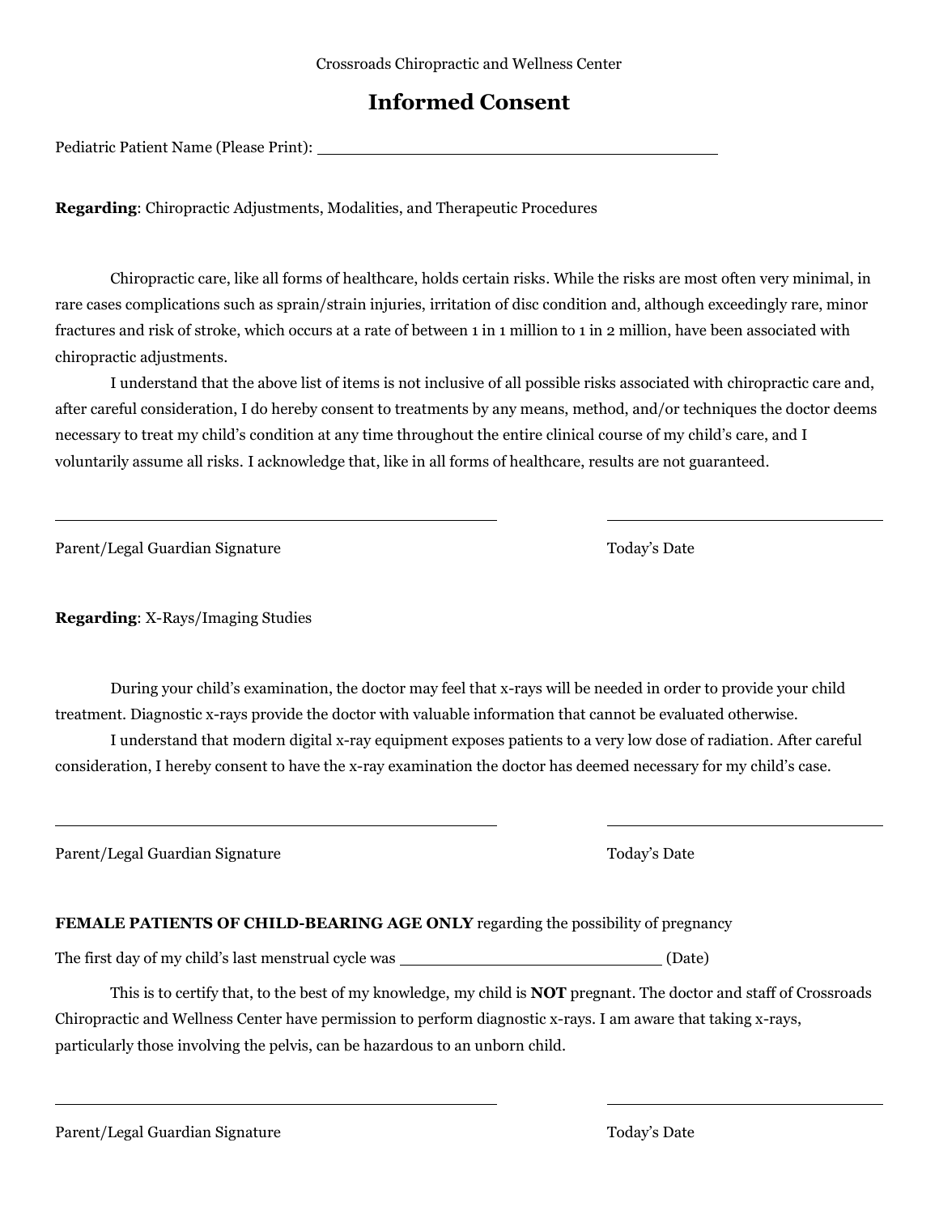Crossroads Chiropractic and Wellness Center

# Informed Consent

Pediatric Patient Name (Please Print): ____________________________________________

**Regarding**: Chiropractic Adjustments, Modalities, and Therapeutic Procedures

Chiropractic care, like all forms of healthcare, holds certain risks. While the risks are most often very minimal, in rare cases complications such as sprain/strain injuries, irritation of disc condition and, although exceedingly rare, minor fractures and risk of stroke, which occurs at a rate of between 1 in 1 million to 1 in 2 million, have been associated with chiropractic adjustments.

I understand that the above list of items is not inclusive of all possible risks associated with chiropractic care and, after careful consideration, I do hereby consent to treatments by any means, method, and/or techniques the doctor deems necessary to treat my child's condition at any time throughout the entire clinical course of my child's care, and I voluntarily assume all risks. I acknowledge that, like in all forms of healthcare, results are not guaranteed.

______________________________________________ ______________________________

Parent/Legal Guardian Signature Today's Date

**Regarding**: X-Rays/Imaging Studies

During your child's examination, the doctor may feel that x-rays will be needed in order to provide your child treatment. Diagnostic x-rays provide the doctor with valuable information that cannot be evaluated otherwise.

I understand that modern digital x-ray equipment exposes patients to a very low dose of radiation. After careful consideration, I hereby consent to have the x-ray examination the doctor has deemed necessary for my child's case.

______________________________________________ ______________________________

Parent/Legal Guardian Signature Today's Date

**FEMALE PATIENTS OF CHILD-BEARING AGE ONLY** regarding the possibility of pregnancy

The first day of my child's last menstrual cycle was ____________________________ (Date)

This is to certify that, to the best of my knowledge, my child is **NOT** pregnant. The doctor and staff of Crossroads Chiropractic and Wellness Center have permission to perform diagnostic x-rays. I am aware that taking x-rays, particularly those involving the pelvis, can be hazardous to an unborn child.

______________________________________________ ______________________________

Parent/Legal Guardian Signature Today's Date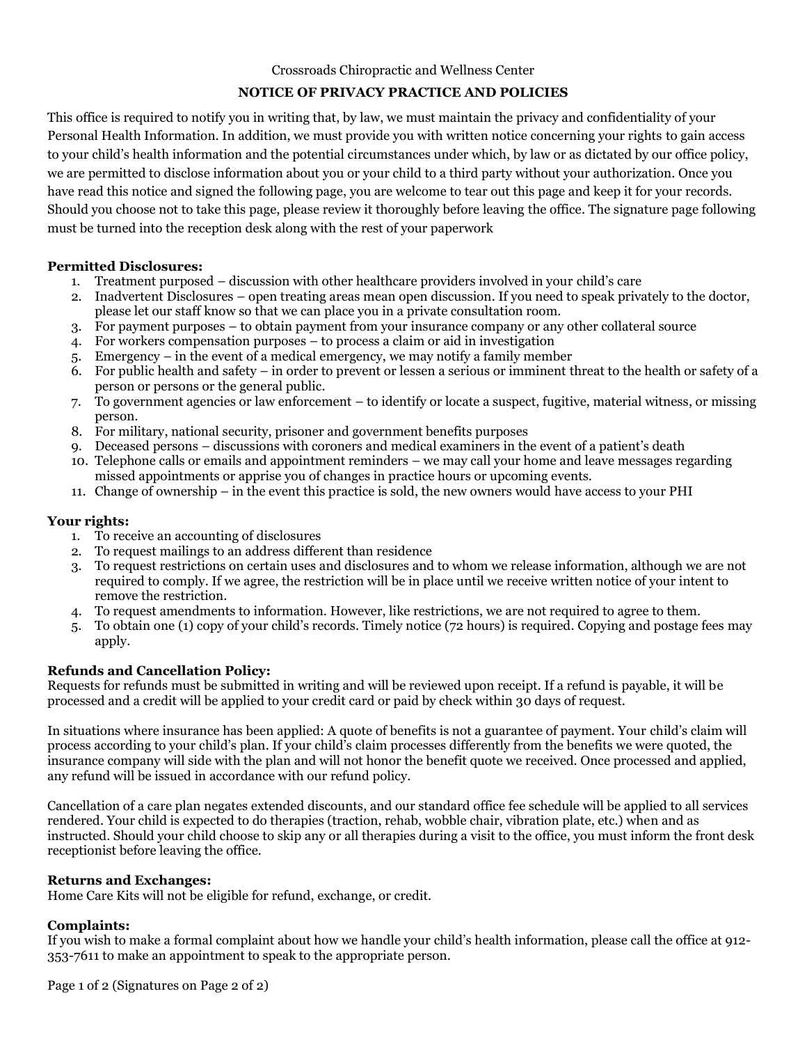Crossroads Chiropractic and Wellness Center

**NOTICE OF PRIVACY PRACTICE AND POLICIES**

This office is required to notify you in writing that, by law, we must maintain the privacy and confidentiality of your Personal Health Information. In addition, we must provide you with written notice concerning your rights to gain access to your child's health information and the potential circumstances under which, by law or as dictated by our office policy, we are permitted to disclose information about you or your child to a third party without your authorization. Once you have read this notice and signed the following page, you are welcome to tear out this page and keep it for your records. Should you choose not to take this page, please review it thoroughly before leaving the office. The signature page following must be turned into the reception desk along with the rest of your paperwork

**Permitted Disclosures:**

1. Treatment purposed – discussion with other healthcare providers involved in your child's care
2. Inadvertent Disclosures – open treating areas mean open discussion. If you need to speak privately to the doctor, please let our staff know so that we can place you in a private consultation room.
3. For payment purposes – to obtain payment from your insurance company or any other collateral source
4. For workers compensation purposes – to process a claim or aid in investigation
5. Emergency – in the event of a medical emergency, we may notify a family member
6. For public health and safety – in order to prevent or lessen a serious or imminent threat to the health or safety of a person or persons or the general public.
7. To government agencies or law enforcement – to identify or locate a suspect, fugitive, material witness, or missing person.
8. For military, national security, prisoner and government benefits purposes
9. Deceased persons – discussions with coroners and medical examiners in the event of a patient's death
10. Telephone calls or emails and appointment reminders – we may call your home and leave messages regarding missed appointments or apprise you of changes in practice hours or upcoming events.
11. Change of ownership – in the event this practice is sold, the new owners would have access to your PHI

**Your rights:**

1. To receive an accounting of disclosures
2. To request mailings to an address different than residence
3. To request restrictions on certain uses and disclosures and to whom we release information, although we are not required to comply. If we agree, the restriction will be in place until we receive written notice of your intent to remove the restriction.
4. To request amendments to information. However, like restrictions, we are not required to agree to them.
5. To obtain one (1) copy of your child's records. Timely notice (72 hours) is required. Copying and postage fees may apply.

**Refunds and Cancellation Policy:**

Requests for refunds must be submitted in writing and will be reviewed upon receipt. If a refund is payable, it will be processed and a credit will be applied to your credit card or paid by check within 30 days of request.

In situations where insurance has been applied: A quote of benefits is not a guarantee of payment. Your child's claim will process according to your child's plan. If your child's claim processes differently from the benefits we were quoted, the insurance company will side with the plan and will not honor the benefit quote we received. Once processed and applied, any refund will be issued in accordance with our refund policy.

Cancellation of a care plan negates extended discounts, and our standard office fee schedule will be applied to all services rendered. Your child is expected to do therapies (traction, rehab, wobble chair, vibration plate, etc.) when and as instructed. Should your child choose to skip any or all therapies during a visit to the office, you must inform the front desk receptionist before leaving the office.

**Returns and Exchanges:**

Home Care Kits will not be eligible for refund, exchange, or credit.

**Complaints:**

If you wish to make a formal complaint about how we handle your child's health information, please call the office at 912-353-7611 to make an appointment to speak to the appropriate person.

Page 1 of 2 (Signatures on Page 2 of 2)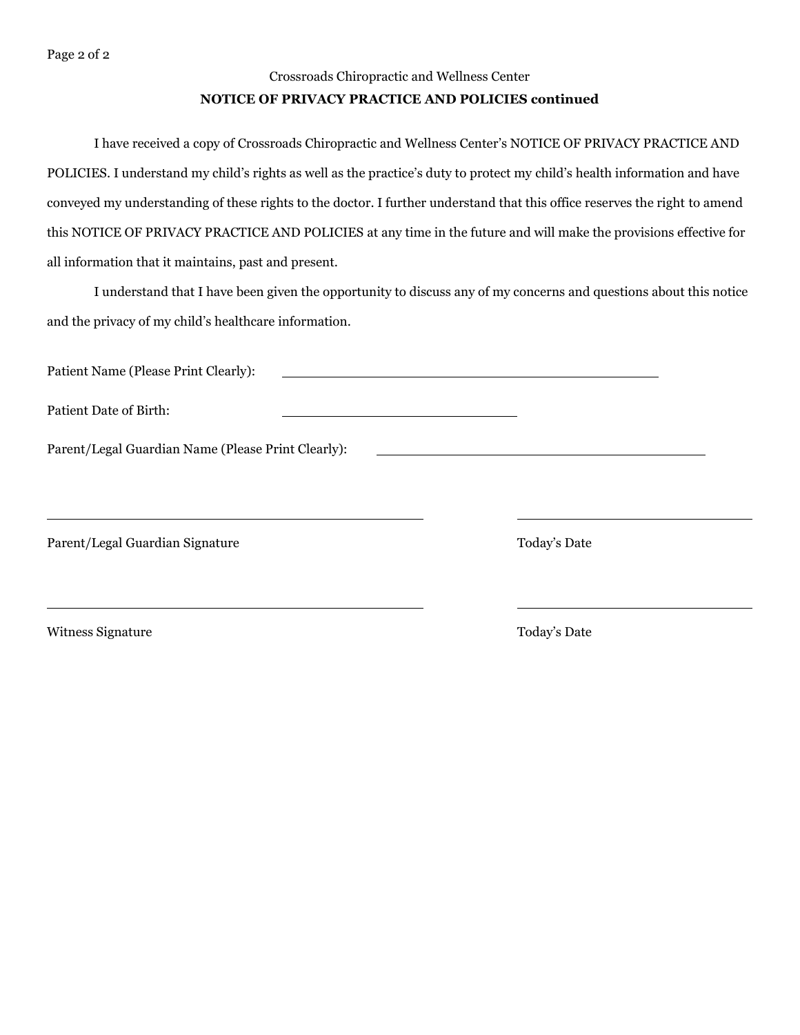Crossroads Chiropractic and Wellness Center

**NOTICE OF PRIVACY PRACTICE AND POLICIES continued**

I have received a copy of Crossroads Chiropractic and Wellness Center's NOTICE OF PRIVACY PRACTICE AND POLICIES. I understand my child's rights as well as the practice's duty to protect my child's health information and have conveyed my understanding of these rights to the doctor. I further understand that this office reserves the right to amend this NOTICE OF PRIVACY PRACTICE AND POLICIES at any time in the future and will make the provisions effective for all information that it maintains, past and present.

I understand that I have been given the opportunity to discuss any of my concerns and questions about this notice and the privacy of my child's healthcare information.

Patient Name (Please Print Clearly): ______________________________________________

Patient Date of Birth: ____________________________

Parent/Legal Guardian Name (Please Print Clearly): ________________________________________

______________________________________________ ____________________________

Parent/Legal Guardian Signature Today's Date

______________________________________________ ____________________________

Witness Signature Today's Date